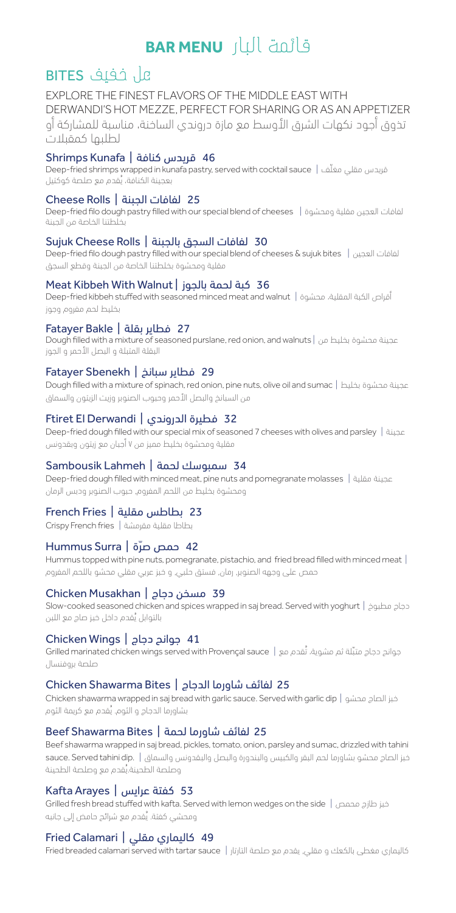# BAR MENU قائمة البار

## BITES على خفيف

EXPLORE THE FINEST FLAVORS OF THE MIDDLE EAST WITH DERWANDI'S HOT MEZZE, PERFECT FOR SHARING OR AS AN APPETIZER

تذوق أجود نكهات الشرق الأوسط مع مازة دروندي الساخنة، مناسبة للمشاركة أو لطلبها كمقبلات

### Shrimps Kunafa | قريدس كنافة 46

Deep-fried shrimps wrapped in kunafa pastry, served with cocktail sauce | قريدس مقلي مغلّف بعجينة الكنافة، يُقدم مع صلصة كوكتيل

### Cheese Rolls | لفافات الجبنة 25

Deep-fried filo dough pastry filled with our special blend of cheeses | لفافات العجين مقلية ومحشوة بخلطتنا الخاصة من الجبنة

### Sujuk Cheese Rolls | لفافات السجق بالجبنة 30

Deep-fried filo dough pastry filled with our special blend of cheeses & sujuk bites | لفافات العجين مقلية ومحشوة بخلطتنا الخاصة من الجبنة وقطع السجق

### Meat Kibbeh With Walnut | كبة لحمة بالجوز 36

Deep-fried kibbeh stuffed with seasoned minced meat and walnut | أقراص الكبة المقلية، محشوة بخليط لحم مفروم وجوز

### Fatayer Bakle | فطاير بقلة 27

Dough filled with a mixture of seasoned purslane, red onion, and walnuts | عجينة محشوة بخليط من البقلة المتبلة و البصل الأحمر و الجوز

### Fatayer Sbenekh | فطاير سبانخ 29

Dough filled with a mixture of spinach, red onion, pine nuts, olive oil and sumac | عجينة محشوة بخليط من السبانخ والبصل الأحمر وحبوب الصنوبر وزيت الزيتون والسماق

### Ftiret El Derwandi | فطيرة الدروندي 32

Deep-fried dough filled with our special mix of seasoned 7 cheeses with olives and parsley | عجينة مقلية ومحشوة بخليط مميز من ٧ أجبان مع زيتون وبقدونس

### Sambousik Lahmeh | سمبوسك لحمة 34

Deep-fried dough filled with minced meat, pine nuts and pomegranate molasses | عجينة مقلية ومحشوة بخليط من اللحم المفروم، حبوب الصنوبر ودبس الرمان

### French Fries | بطاطس مقلية 23

Crispy French fries | بطاطا مقلية مقرمشة

### Hummus Surra | حمص صرّة 42

Hummus topped with pine nuts, pomegranate, pistachio, and fried bread filled with minced meat | حمص على وجهه الصنوبر، رمان، فستق حلبي، و خبز عربي مقلي محشو باللحم المفروم

### Chicken Musakhan | مسخن دجاج 39

Slow-cooked seasoned chicken and spices wrapped in saj bread. Served with yoghurt | دجاج مطبوخ بالتوابل يُقدم داخل خبز صاج مع اللبن

### Chicken Wings | جوانح دجاج 41

Grilled marinated chicken wings served with Provençal sauce | جوانح دجاج متبّلة ثم مشوية، تُقدم مع صلصة بروفنسال

### Chicken Shawarma Bites | لفائف شاورما الدجاج 25

Chicken shawarma wrapped in saj bread with garlic sauce. Served with garlic dip | خبز الصاج محشو بشاورما الدجاج و الثوم. يُقدم مع كريمة الثوم

### Beef Shawarma Bites | لفائف شاورما لحمة 25

Beef shawarma wrapped in saj bread, pickles, tomato, onion, parsley and sumac, drizzled with tahini sauce. Served tahini dip. | خبز الصاج محشو بشاورما لحم البقر والكبيس والبندورة والبصل والبقدونس والسماق وصلصة الطحينة.يُقدم مع وصلصة الطحينة

### Kafta Arayes | كفتة عرايس 53

Grilled fresh bread stuffed with kafta. Served with lemon wedges on the side | خبز طازج محمص ومحشي كفتة، يُقدم مع شرائح حامض إلى جانبه

### Fried Calamari | كاليماري مقلي 49

Fried breaded calamari served with tartar sauce | كاليماري مغطى بالكعك و مقلي، يقدم مع صلصة التارتار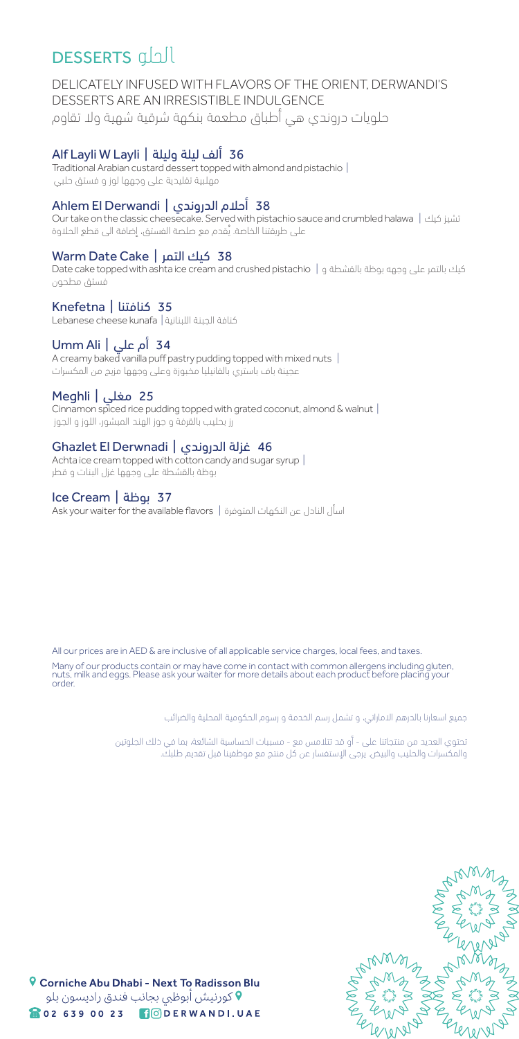# DESSERTS الحلو

DELICATELY INFUSED WITH FLAVORS OF THE ORIENT, DERWANDI'S DESSERTS ARE AN IRRESISTIBLE INDULGENCE

حلويات دروندي هي أطباق مطعمة بنكهة شرقية شهية ولا تقاوم

### Alf Layli W Layli | ألف ليلة وليلة 36

Traditional Arabian custard dessert topped with almond and pistachio | مهلبية تقليدية على وجهها لوز و فستق حلبي

### Ahlem El Derwandi | أحلام الدروندي 38

Our take on the classic cheesecake. Served with pistachio sauce and crumbled halawa | تشيز كيك على طريقتنا الخاصة. يُقدم مع صلصة الفستق، إضافة الى قطع الحلاوة

### Warm Date Cake | كيك التمر 38

Date cake topped with ashta ice cream and crushed pistachio | كيك بالتمر على وجهه بوظة بالقشطة و فستق مطحون

### Knefetna | كنافتنا 35

Lebanese cheese kunafa | كنافة الجبنة اللبنانية

### Umm Ali | أم علي 34

A creamy baked vanilla puff pastry pudding topped with mixed nuts | عجينة باف باستري بالفانيليا مخبوزة وعلى وجهها مزيج من المكسرات

### Meghli | مغلي 25

Cinnamon spiced rice pudding topped with grated coconut, almond & walnut | رز بحليب بالقرفة و جوز الهند المبشور، اللوز و الجوز

### Ghazlet El Derwnadi | غزلة الدروندي 46

Achta ice cream topped with cotton candy and sugar syrup | بوظة بالقشطة على وجهها غزل البنات و قطر

### Ice Cream | بوظة 37

Ask your waiter for the available flavors | اسأل النادل عن النكهات المتوفرة

All our prices are in AED & are inclusive of all applicable service charges, local fees, and taxes.

Many of our products contain or may have come in contact with common allergens including gluten, nuts, milk and eggs. Please ask your waiter for more details about each product before placing your order.

جميع اسعارنا بالدرهم الاماراتي، و تشمل رسم الخدمة و رسوم الحكومية المحلية والضرائب

تحتوي العديد من منتجاتنا على - أو قد تتلامس مع - مسببات الحساسية الشائعة، بما في ذلك الجلوتين والمكسرات والحليب والبيض. يرجى الإستفسار عن كل منتج مع موظفينا قبل تقديم طلبك.

**Corniche Abu Dhabi - Next To Radisson Blu**

كورنيش أبوظبي بجانب فندق راديسون بلو

**02 639 00 23** **DERWANDI.UAE**